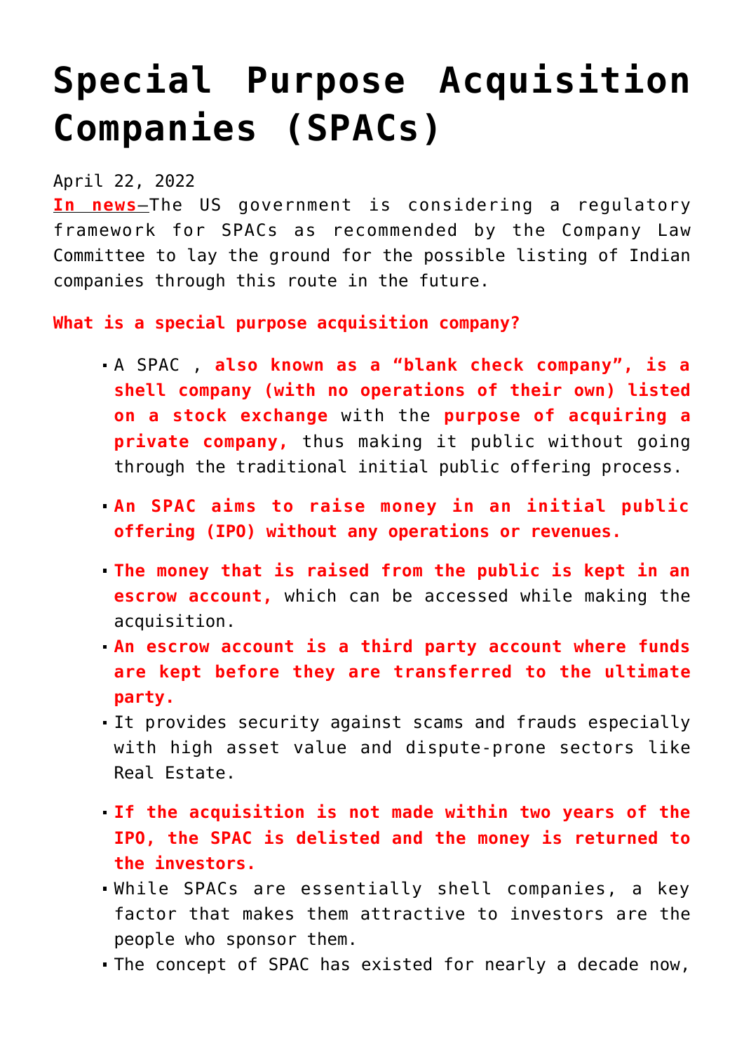# Special Purpose Acquisition Companies (SPACs)

April 22, 2022

**In news**–The US government is considering a regulatory framework for SPACs as recommended by the Company Law Committee to lay the ground for the possible listing of Indian companies through this route in the future.

**What is a special purpose acquisition company?**

- A SPAC , **also known as a "blank check company", is a shell company (with no operations of their own) listed on a stock exchange** with the **purpose of acquiring a private company,** thus making it public without going through the traditional initial public offering process.
- **An SPAC aims to raise money in an initial public offering (IPO) without any operations or revenues.**
- **The money that is raised from the public is kept in an escrow account,** which can be accessed while making the acquisition.
- **An escrow account is a third party account where funds are kept before they are transferred to the ultimate party.**
- It provides security against scams and frauds especially with high asset value and dispute-prone sectors like Real Estate.
- **If the acquisition is not made within two years of the IPO, the SPAC is delisted and the money is returned to the investors.**
- While SPACs are essentially shell companies, a key factor that makes them attractive to investors are the people who sponsor them.
- The concept of SPAC has existed for nearly a decade now,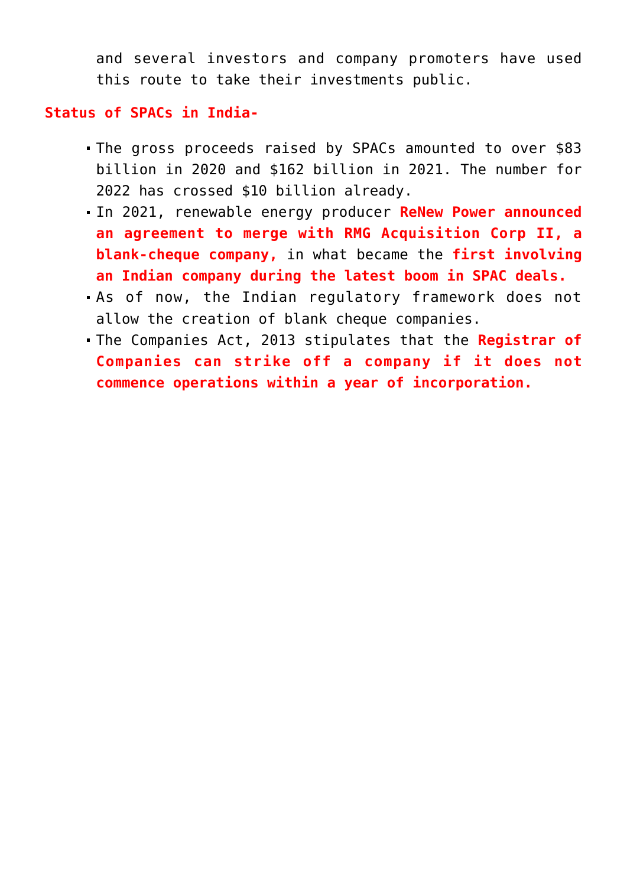and several investors and company promoters have used this route to take their investments public.

**Status of SPACs in India-**

- The gross proceeds raised by SPACs amounted to over $83 billion in 2020 and $162 billion in 2021. The number for 2022 has crossed $10 billion already.
- In 2021, renewable energy producer **ReNew Power announced an agreement to merge with RMG Acquisition Corp II, a blank-cheque company,** in what became the **first involving an Indian company during the latest boom in SPAC deals.**
- As of now, the Indian regulatory framework does not allow the creation of blank cheque companies.
- The Companies Act, 2013 stipulates that the **Registrar of Companies can strike off a company if it does not commence operations within a year of incorporation.**